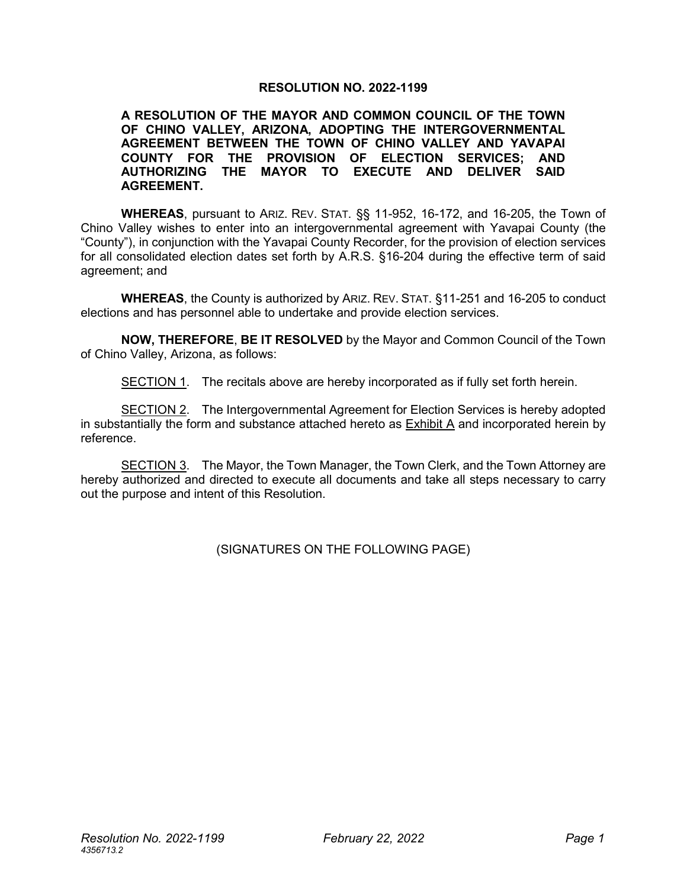# RESOLUTION NO. 2022-1199

**A RESOLUTION OF THE MAYOR AND COMMON COUNCIL OF THE TOWN OF CHINO VALLEY, ARIZONA, ADOPTING THE INTERGOVERNMENTAL AGREEMENT BETWEEN THE TOWN OF CHINO VALLEY AND YAVAPAI COUNTY FOR THE PROVISION OF ELECTION SERVICES; AND AUTHORIZING THE MAYOR TO EXECUTE AND DELIVER SAID AGREEMENT.**

**WHEREAS**, pursuant to ARIZ. REV. STAT. §§ 11-952, 16-172, and 16-205, the Town of Chino Valley wishes to enter into an intergovernmental agreement with Yavapai County (the "County"), in conjunction with the Yavapai County Recorder, for the provision of election services for all consolidated election dates set forth by A.R.S. §16-204 during the effective term of said agreement; and

**WHEREAS**, the County is authorized by ARIZ. REV. STAT. §11-251 and 16-205 to conduct elections and has personnel able to undertake and provide election services.

**NOW, THEREFORE**, **BE IT RESOLVED** by the Mayor and Common Council of the Town of Chino Valley, Arizona, as follows:

SECTION 1. The recitals above are hereby incorporated as if fully set forth herein.

SECTION 2. The Intergovernmental Agreement for Election Services is hereby adopted in substantially the form and substance attached hereto as Exhibit A and incorporated herein by reference.

SECTION 3. The Mayor, the Town Manager, the Town Clerk, and the Town Attorney are hereby authorized and directed to execute all documents and take all steps necessary to carry out the purpose and intent of this Resolution.

(SIGNATURES ON THE FOLLOWING PAGE)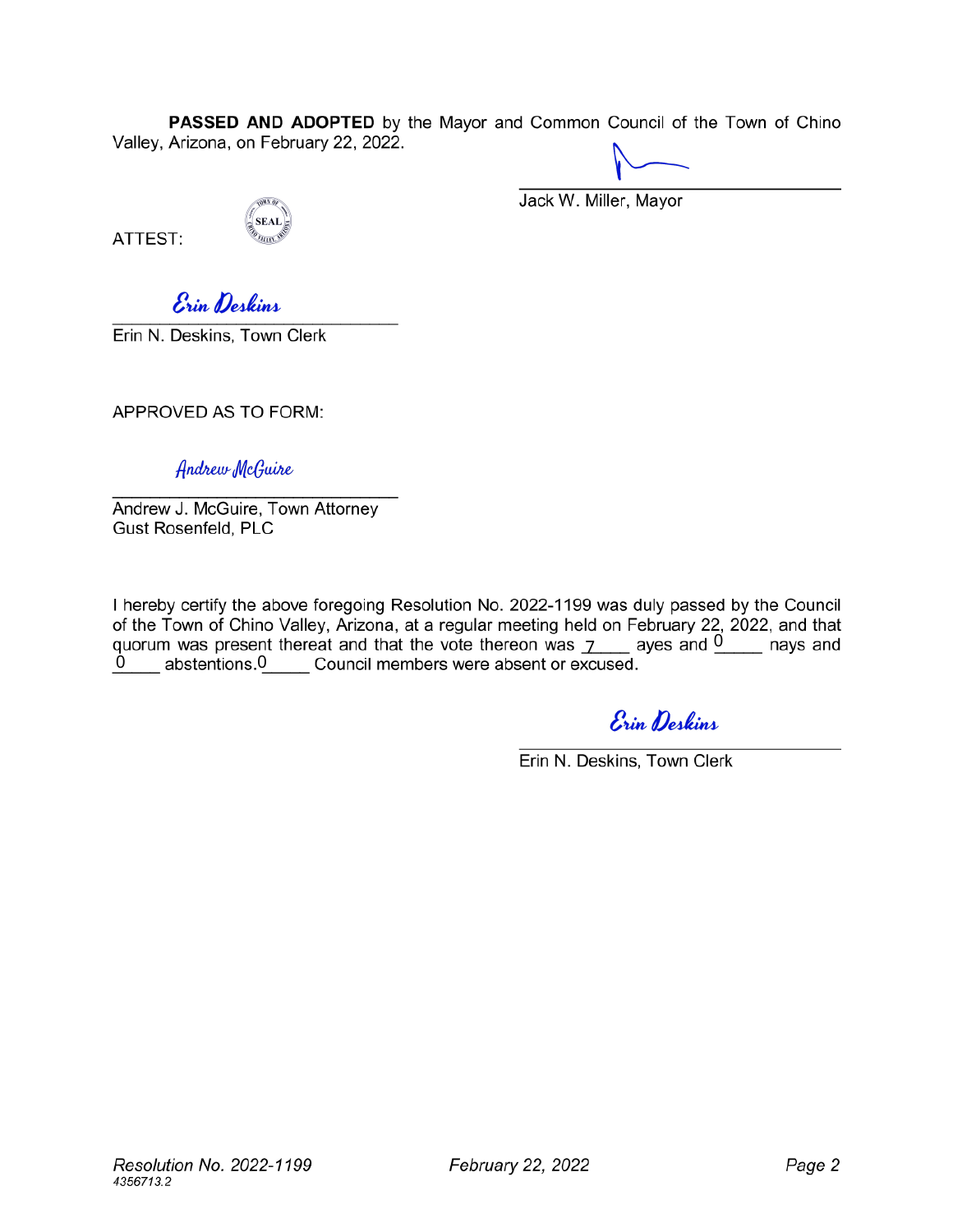**PASSED AND ADOPTED** by the Mayor and Common Council of the Town of Chino Valley, Arizona, on February 22, 2022.

Jack W. Miller, Mayor

ATTEST:

SEAL

Erin Deskins

Erin N. Deskins, Town Clerk

APPROVED AS TO FORM:

Andrew McGuire

Andrew J. McGuire, Town Attorney
Gust Rosenfeld, PLC

I hereby certify the above foregoing Resolution No. 2022-1199 was duly passed by the Council of the Town of Chino Valley, Arizona, at a regular meeting held on February 22, 2022, and that quorum was present thereat and that the vote thereon was 7 ayes and 0 nays and 0 abstentions. 0 Council members were absent or excused.

Erin Deskins

Erin N. Deskins, Town Clerk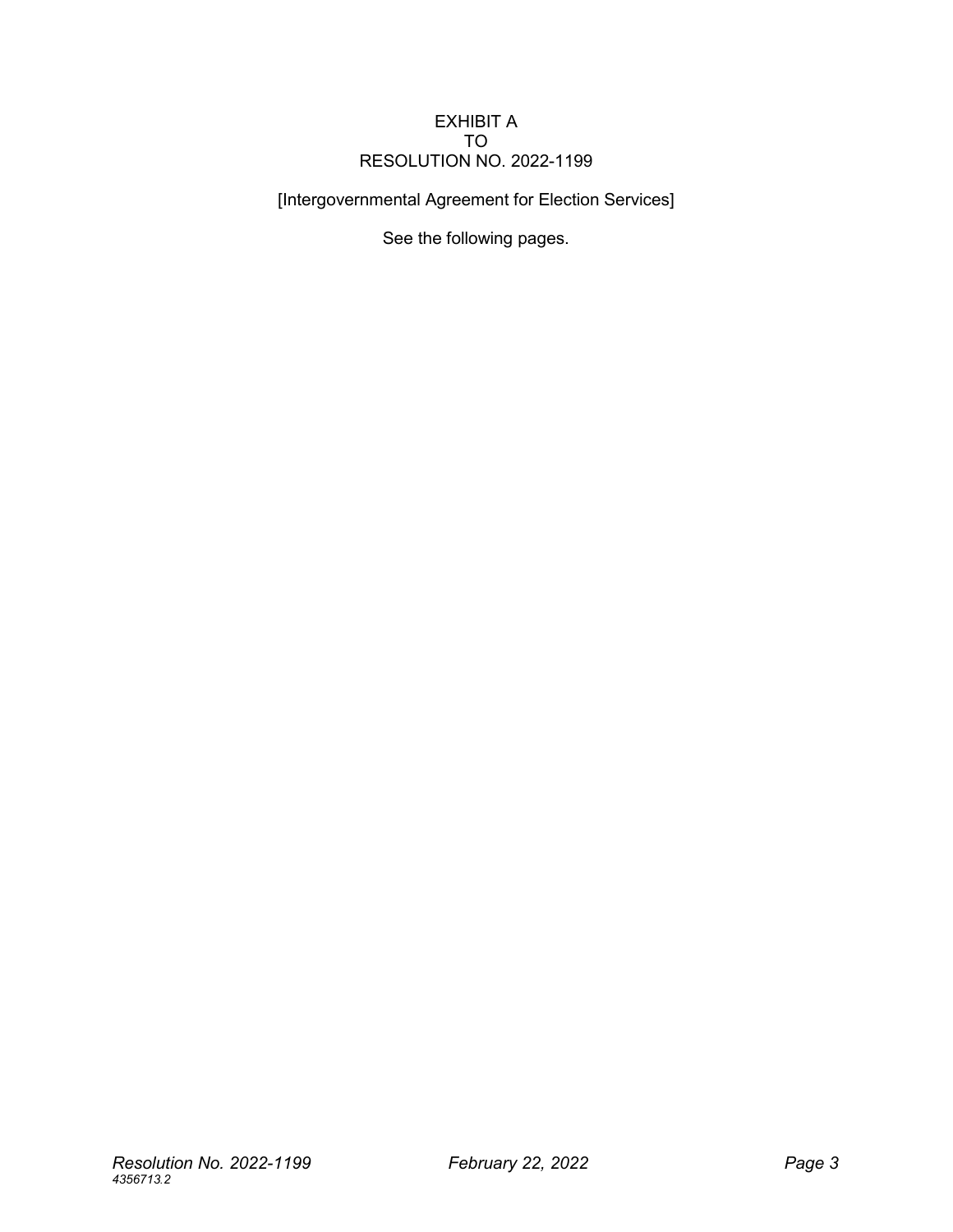# EXHIBIT A
# TO
# RESOLUTION NO. 2022-1199

[Intergovernmental Agreement for Election Services]

See the following pages.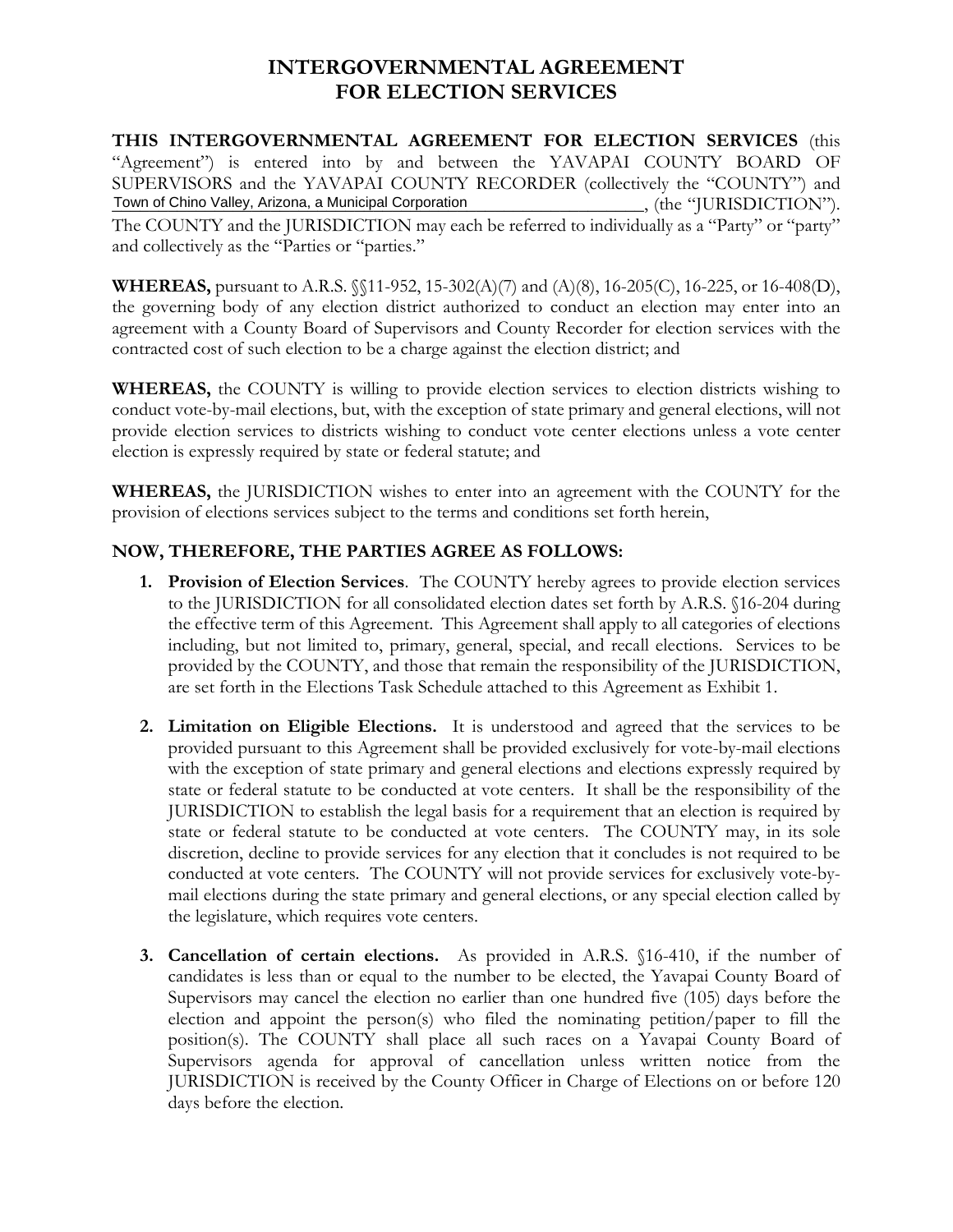# INTERGOVERNMENTAL AGREEMENT FOR ELECTION SERVICES

**THIS INTERGOVERNMENTAL AGREEMENT FOR ELECTION SERVICES** (this "Agreement") is entered into by and between the YAVAPAI COUNTY BOARD OF SUPERVISORS and the YAVAPAI COUNTY RECORDER (collectively the "COUNTY") and Town of Chino Valley, Arizona, a Municipal Corporation, (the "JURISDICTION"). The COUNTY and the JURISDICTION may each be referred to individually as a "Party" or "party" and collectively as the "Parties or "parties."

**WHEREAS,** pursuant to A.R.S. §§11-952, 15-302(A)(7) and (A)(8), 16-205(C), 16-225, or 16-408(D), the governing body of any election district authorized to conduct an election may enter into an agreement with a County Board of Supervisors and County Recorder for election services with the contracted cost of such election to be a charge against the election district; and

**WHEREAS,** the COUNTY is willing to provide election services to election districts wishing to conduct vote-by-mail elections, but, with the exception of state primary and general elections, will not provide election services to districts wishing to conduct vote center elections unless a vote center election is expressly required by state or federal statute; and

**WHEREAS,** the JURISDICTION wishes to enter into an agreement with the COUNTY for the provision of elections services subject to the terms and conditions set forth herein,

**NOW, THEREFORE, THE PARTIES AGREE AS FOLLOWS:**

1. **Provision of Election Services**. The COUNTY hereby agrees to provide election services to the JURISDICTION for all consolidated election dates set forth by A.R.S. §16-204 during the effective term of this Agreement. This Agreement shall apply to all categories of elections including, but not limited to, primary, general, special, and recall elections. Services to be provided by the COUNTY, and those that remain the responsibility of the JURISDICTION, are set forth in the Elections Task Schedule attached to this Agreement as Exhibit 1.

2. **Limitation on Eligible Elections.** It is understood and agreed that the services to be provided pursuant to this Agreement shall be provided exclusively for vote-by-mail elections with the exception of state primary and general elections and elections expressly required by state or federal statute to be conducted at vote centers. It shall be the responsibility of the JURISDICTION to establish the legal basis for a requirement that an election is required by state or federal statute to be conducted at vote centers. The COUNTY may, in its sole discretion, decline to provide services for any election that it concludes is not required to be conducted at vote centers. The COUNTY will not provide services for exclusively vote-by-mail elections during the state primary and general elections, or any special election called by the legislature, which requires vote centers.

3. **Cancellation of certain elections.** As provided in A.R.S. §16-410, if the number of candidates is less than or equal to the number to be elected, the Yavapai County Board of Supervisors may cancel the election no earlier than one hundred five (105) days before the election and appoint the person(s) who filed the nominating petition/paper to fill the position(s). The COUNTY shall place all such races on a Yavapai County Board of Supervisors agenda for approval of cancellation unless written notice from the JURISDICTION is received by the County Officer in Charge of Elections on or before 120 days before the election.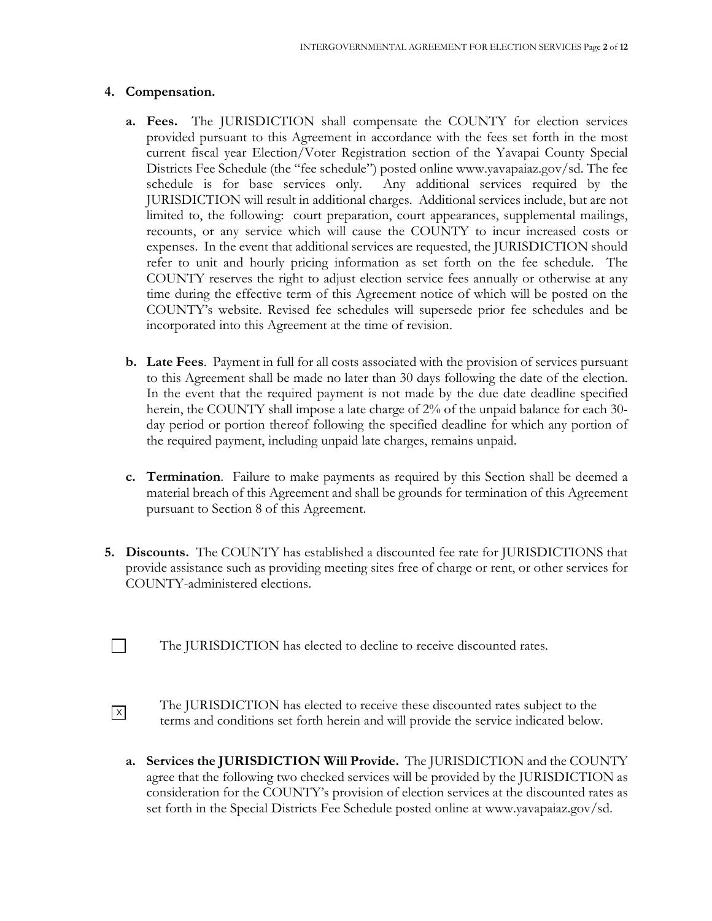4. **Compensation.**

   a. **Fees.** The JURISDICTION shall compensate the COUNTY for election services provided pursuant to this Agreement in accordance with the fees set forth in the most current fiscal year Election/Voter Registration section of the Yavapai County Special Districts Fee Schedule (the "fee schedule") posted online www.yavapaiaz.gov/sd. The fee schedule is for base services only. Any additional services required by the JURISDICTION will result in additional charges. Additional services include, but are not limited to, the following: court preparation, court appearances, supplemental mailings, recounts, or any service which will cause the COUNTY to incur increased costs or expenses. In the event that additional services are requested, the JURISDICTION should refer to unit and hourly pricing information as set forth on the fee schedule. The COUNTY reserves the right to adjust election service fees annually or otherwise at any time during the effective term of this Agreement notice of which will be posted on the COUNTY's website. Revised fee schedules will supersede prior fee schedules and be incorporated into this Agreement at the time of revision.

   b. **Late Fees**. Payment in full for all costs associated with the provision of services pursuant to this Agreement shall be made no later than 30 days following the date of the election. In the event that the required payment is not made by the due date deadline specified herein, the COUNTY shall impose a late charge of 2% of the unpaid balance for each 30-day period or portion thereof following the specified deadline for which any portion of the required payment, including unpaid late charges, remains unpaid.

   c. **Termination**. Failure to make payments as required by this Section shall be deemed a material breach of this Agreement and shall be grounds for termination of this Agreement pursuant to Section 8 of this Agreement.

5. **Discounts.** The COUNTY has established a discounted fee rate for JURISDICTIONS that provide assistance such as providing meeting sites free of charge or rent, or other services for COUNTY-administered elections.

☐ The JURISDICTION has elected to decline to receive discounted rates.

☒ The JURISDICTION has elected to receive these discounted rates subject to the terms and conditions set forth herein and will provide the service indicated below.

   a. **Services the JURISDICTION Will Provide.** The JURISDICTION and the COUNTY agree that the following two checked services will be provided by the JURISDICTION as consideration for the COUNTY's provision of election services at the discounted rates as set forth in the Special Districts Fee Schedule posted online at www.yavapaiaz.gov/sd.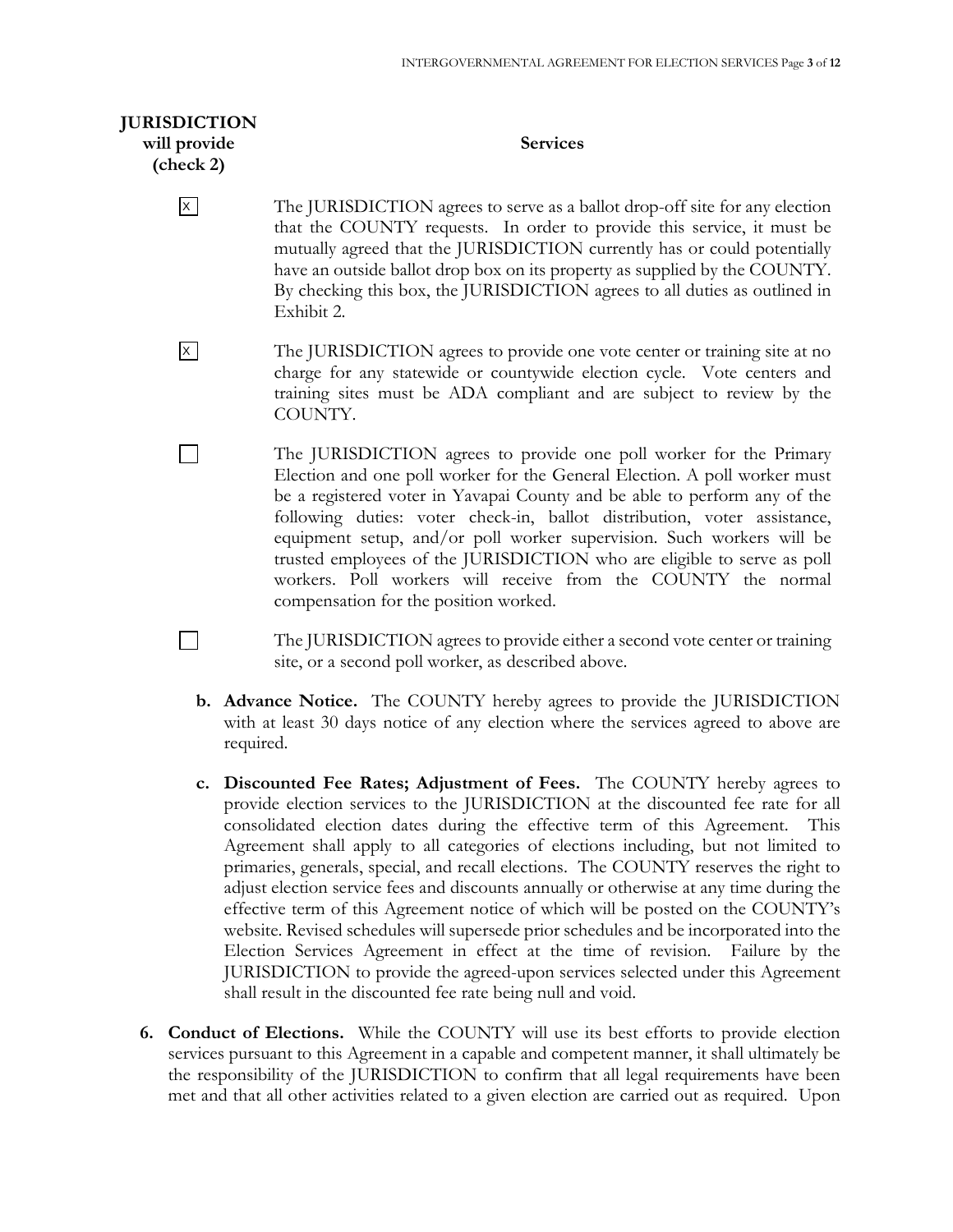| **JURISDICTION will provide (check 2)** | **Services** |
|---|---|
| [X] | The JURISDICTION agrees to serve as a ballot drop-off site for any election that the COUNTY requests. In order to provide this service, it must be mutually agreed that the JURISDICTION currently has or could potentially have an outside ballot drop box on its property as supplied by the COUNTY. By checking this box, the JURISDICTION agrees to all duties as outlined in Exhibit 2. |
| [X] | The JURISDICTION agrees to provide one vote center or training site at no charge for any statewide or countywide election cycle. Vote centers and training sites must be ADA compliant and are subject to review by the COUNTY. |
| [ ] | The JURISDICTION agrees to provide one poll worker for the Primary Election and one poll worker for the General Election. A poll worker must be a registered voter in Yavapai County and be able to perform any of the following duties: voter check-in, ballot distribution, voter assistance, equipment setup, and/or poll worker supervision. Such workers will be trusted employees of the JURISDICTION who are eligible to serve as poll workers. Poll workers will receive from the COUNTY the normal compensation for the position worked. |
| [ ] | The JURISDICTION agrees to provide either a second vote center or training site, or a second poll worker, as described above. |

b. **Advance Notice.** The COUNTY hereby agrees to provide the JURISDICTION with at least 30 days notice of any election where the services agreed to above are required.

c. **Discounted Fee Rates; Adjustment of Fees.** The COUNTY hereby agrees to provide election services to the JURISDICTION at the discounted fee rate for all consolidated election dates during the effective term of this Agreement. This Agreement shall apply to all categories of elections including, but not limited to primaries, generals, special, and recall elections. The COUNTY reserves the right to adjust election service fees and discounts annually or otherwise at any time during the effective term of this Agreement notice of which will be posted on the COUNTY's website. Revised schedules will supersede prior schedules and be incorporated into the Election Services Agreement in effect at the time of revision. Failure by the JURISDICTION to provide the agreed-upon services selected under this Agreement shall result in the discounted fee rate being null and void.

6. **Conduct of Elections.** While the COUNTY will use its best efforts to provide election services pursuant to this Agreement in a capable and competent manner, it shall ultimately be the responsibility of the JURISDICTION to confirm that all legal requirements have been met and that all other activities related to a given election are carried out as required. Upon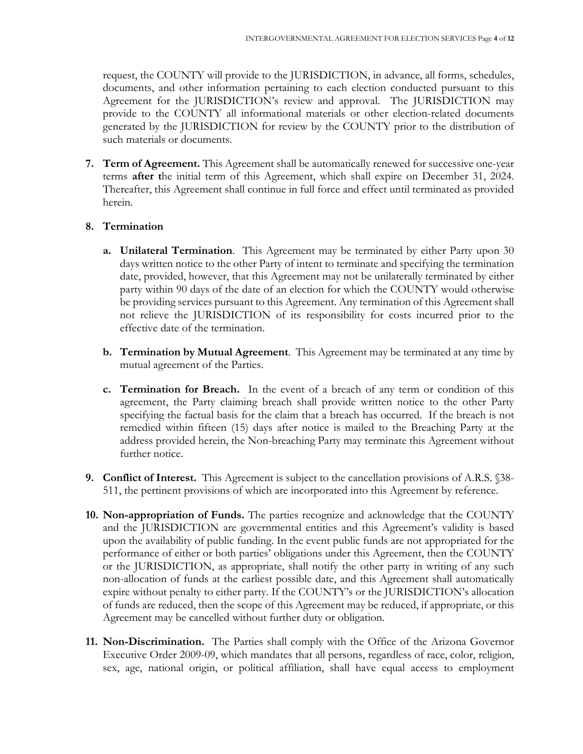request, the COUNTY will provide to the JURISDICTION, in advance, all forms, schedules, documents, and other information pertaining to each election conducted pursuant to this Agreement for the JURISDICTION's review and approval. The JURISDICTION may provide to the COUNTY all informational materials or other election-related documents generated by the JURISDICTION for review by the COUNTY prior to the distribution of such materials or documents.

7. **Term of Agreement.** This Agreement shall be automatically renewed for successive one-year terms **after t**he initial term of this Agreement, which shall expire on December 31, 2024. Thereafter, this Agreement shall continue in full force and effect until terminated as provided herein.

8. **Termination**

   a. **Unilateral Termination**. This Agreement may be terminated by either Party upon 30 days written notice to the other Party of intent to terminate and specifying the termination date, provided, however, that this Agreement may not be unilaterally terminated by either party within 90 days of the date of an election for which the COUNTY would otherwise be providing services pursuant to this Agreement. Any termination of this Agreement shall not relieve the JURISDICTION of its responsibility for costs incurred prior to the effective date of the termination.

   b. **Termination by Mutual Agreement**. This Agreement may be terminated at any time by mutual agreement of the Parties.

   c. **Termination for Breach.** In the event of a breach of any term or condition of this agreement, the Party claiming breach shall provide written notice to the other Party specifying the factual basis for the claim that a breach has occurred. If the breach is not remedied within fifteen (15) days after notice is mailed to the Breaching Party at the address provided herein, the Non-breaching Party may terminate this Agreement without further notice.

9. **Conflict of Interest.** This Agreement is subject to the cancellation provisions of A.R.S. §38-511, the pertinent provisions of which are incorporated into this Agreement by reference.

10. **Non-appropriation of Funds.** The parties recognize and acknowledge that the COUNTY and the JURISDICTION are governmental entities and this Agreement's validity is based upon the availability of public funding. In the event public funds are not appropriated for the performance of either or both parties' obligations under this Agreement, then the COUNTY or the JURISDICTION, as appropriate, shall notify the other party in writing of any such non-allocation of funds at the earliest possible date, and this Agreement shall automatically expire without penalty to either party. If the COUNTY's or the JURISDICTION's allocation of funds are reduced, then the scope of this Agreement may be reduced, if appropriate, or this Agreement may be cancelled without further duty or obligation.

11. **Non-Discrimination.** The Parties shall comply with the Office of the Arizona Governor Executive Order 2009-09, which mandates that all persons, regardless of race, color, religion, sex, age, national origin, or political affiliation, shall have equal access to employment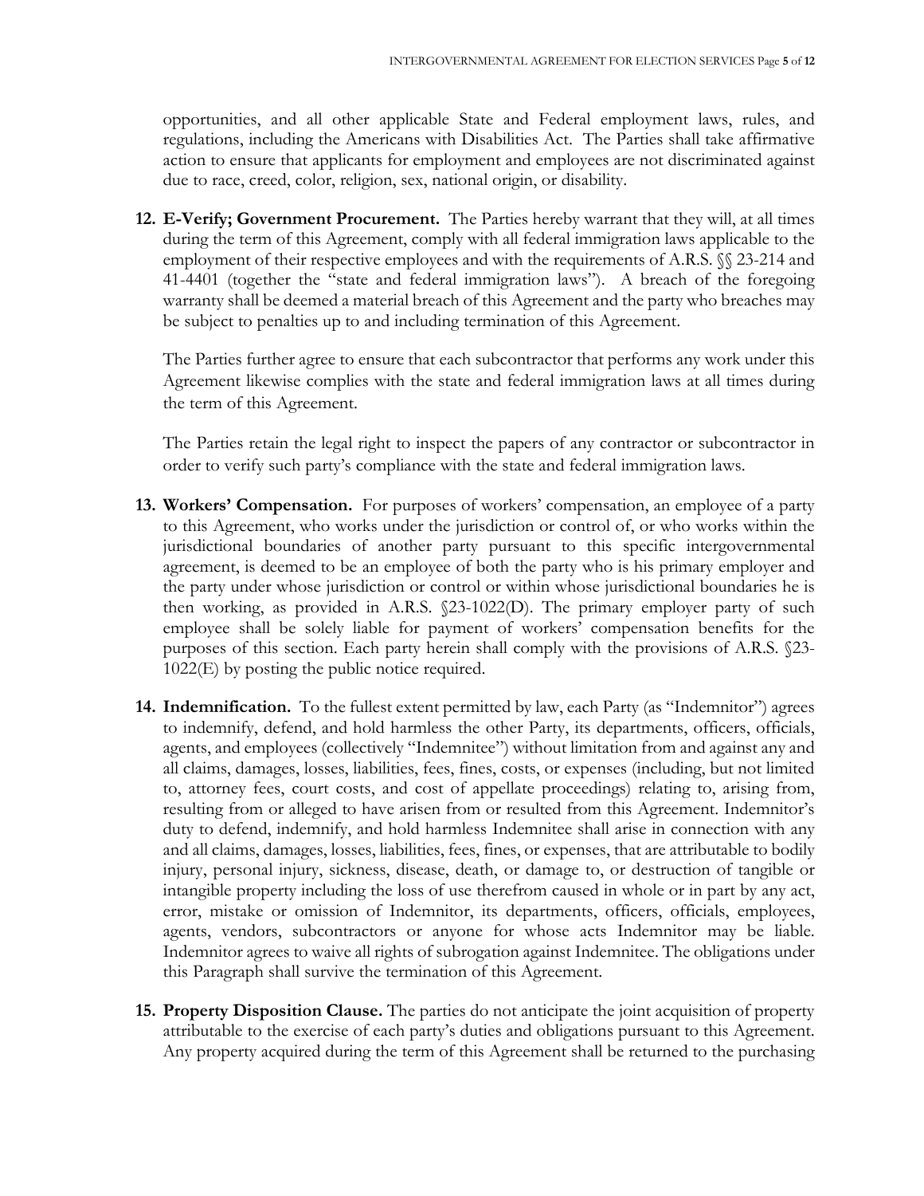opportunities, and all other applicable State and Federal employment laws, rules, and regulations, including the Americans with Disabilities Act. The Parties shall take affirmative action to ensure that applicants for employment and employees are not discriminated against due to race, creed, color, religion, sex, national origin, or disability.

12. **E-Verify; Government Procurement.** The Parties hereby warrant that they will, at all times during the term of this Agreement, comply with all federal immigration laws applicable to the employment of their respective employees and with the requirements of A.R.S. §§ 23-214 and 41-4401 (together the "state and federal immigration laws"). A breach of the foregoing warranty shall be deemed a material breach of this Agreement and the party who breaches may be subject to penalties up to and including termination of this Agreement.

    The Parties further agree to ensure that each subcontractor that performs any work under this Agreement likewise complies with the state and federal immigration laws at all times during the term of this Agreement.

    The Parties retain the legal right to inspect the papers of any contractor or subcontractor in order to verify such party's compliance with the state and federal immigration laws.

13. **Workers' Compensation.** For purposes of workers' compensation, an employee of a party to this Agreement, who works under the jurisdiction or control of, or who works within the jurisdictional boundaries of another party pursuant to this specific intergovernmental agreement, is deemed to be an employee of both the party who is his primary employer and the party under whose jurisdiction or control or within whose jurisdictional boundaries he is then working, as provided in A.R.S. §23-1022(D). The primary employer party of such employee shall be solely liable for payment of workers' compensation benefits for the purposes of this section. Each party herein shall comply with the provisions of A.R.S. §23-1022(E) by posting the public notice required.

14. **Indemnification.** To the fullest extent permitted by law, each Party (as "Indemnitor") agrees to indemnify, defend, and hold harmless the other Party, its departments, officers, officials, agents, and employees (collectively "Indemnitee") without limitation from and against any and all claims, damages, losses, liabilities, fees, fines, costs, or expenses (including, but not limited to, attorney fees, court costs, and cost of appellate proceedings) relating to, arising from, resulting from or alleged to have arisen from or resulted from this Agreement. Indemnitor's duty to defend, indemnify, and hold harmless Indemnitee shall arise in connection with any and all claims, damages, losses, liabilities, fees, fines, or expenses, that are attributable to bodily injury, personal injury, sickness, disease, death, or damage to, or destruction of tangible or intangible property including the loss of use therefrom caused in whole or in part by any act, error, mistake or omission of Indemnitor, its departments, officers, officials, employees, agents, vendors, subcontractors or anyone for whose acts Indemnitor may be liable. Indemnitor agrees to waive all rights of subrogation against Indemnitee. The obligations under this Paragraph shall survive the termination of this Agreement.

15. **Property Disposition Clause.** The parties do not anticipate the joint acquisition of property attributable to the exercise of each party's duties and obligations pursuant to this Agreement. Any property acquired during the term of this Agreement shall be returned to the purchasing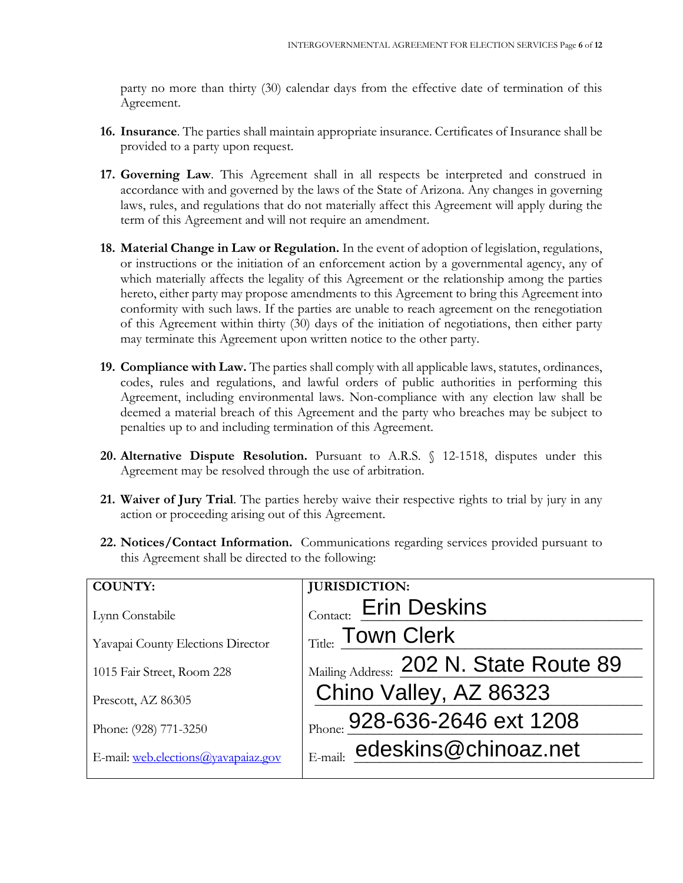party no more than thirty (30) calendar days from the effective date of termination of this Agreement.

16. **Insurance**. The parties shall maintain appropriate insurance. Certificates of Insurance shall be provided to a party upon request.

17. **Governing Law**. This Agreement shall in all respects be interpreted and construed in accordance with and governed by the laws of the State of Arizona. Any changes in governing laws, rules, and regulations that do not materially affect this Agreement will apply during the term of this Agreement and will not require an amendment.

18. **Material Change in Law or Regulation.** In the event of adoption of legislation, regulations, or instructions or the initiation of an enforcement action by a governmental agency, any of which materially affects the legality of this Agreement or the relationship among the parties hereto, either party may propose amendments to this Agreement to bring this Agreement into conformity with such laws. If the parties are unable to reach agreement on the renegotiation of this Agreement within thirty (30) days of the initiation of negotiations, then either party may terminate this Agreement upon written notice to the other party.

19. **Compliance with Law.** The parties shall comply with all applicable laws, statutes, ordinances, codes, rules and regulations, and lawful orders of public authorities in performing this Agreement, including environmental laws. Non-compliance with any election law shall be deemed a material breach of this Agreement and the party who breaches may be subject to penalties up to and including termination of this Agreement.

20. **Alternative Dispute Resolution.** Pursuant to A.R.S. § 12-1518, disputes under this Agreement may be resolved through the use of arbitration.

21. **Waiver of Jury Trial**. The parties hereby waive their respective rights to trial by jury in any action or proceeding arising out of this Agreement.

22. **Notices/Contact Information.** Communications regarding services provided pursuant to this Agreement shall be directed to the following:

| **COUNTY:** | **JURISDICTION:** |
|---|---|
| Lynn Constabile | Contact: Erin Deskins |
| Yavapai County Elections Director | Title: Town Clerk |
| 1015 Fair Street, Room 228 | Mailing Address: 202 N. State Route 89 |
| Prescott, AZ 86305 | Chino Valley, AZ 86323 |
| Phone: (928) 771-3250 | Phone: 928-636-2646 ext 1208 |
| E-mail: web.elections@yavapaiaz.gov | E-mail: edeskins@chinoaz.net |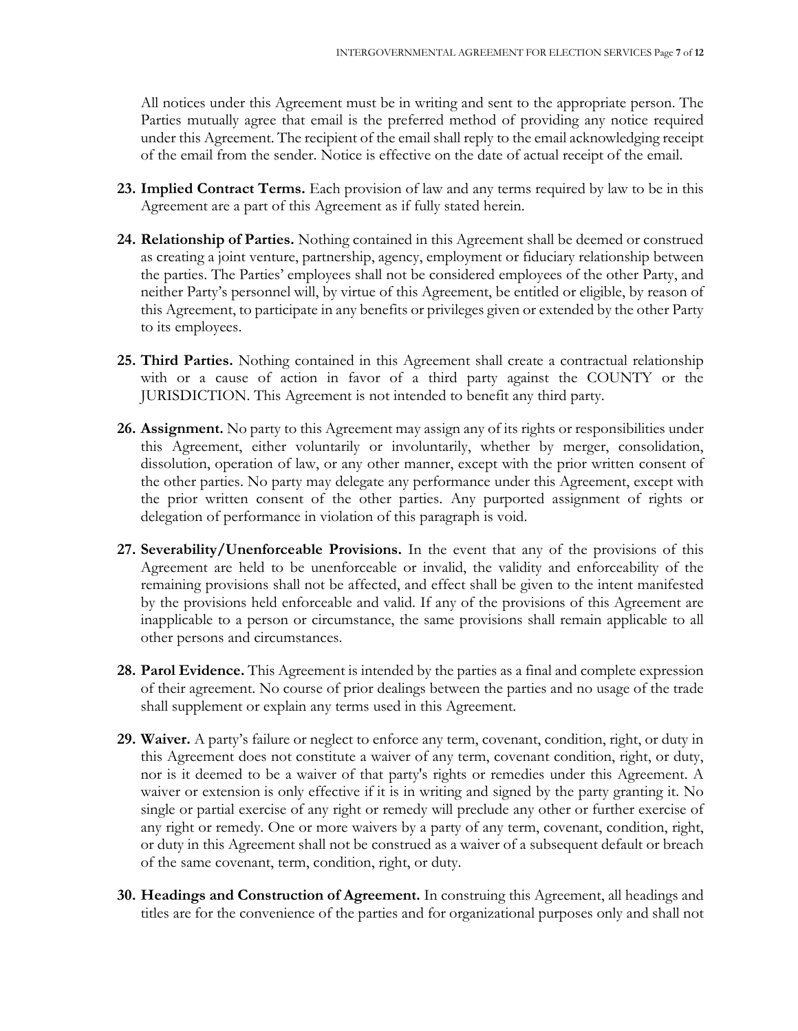All notices under this Agreement must be in writing and sent to the appropriate person. The Parties mutually agree that email is the preferred method of providing any notice required under this Agreement. The recipient of the email shall reply to the email acknowledging receipt of the email from the sender. Notice is effective on the date of actual receipt of the email.

23. **Implied Contract Terms.** Each provision of law and any terms required by law to be in this Agreement are a part of this Agreement as if fully stated herein.

24. **Relationship of Parties.** Nothing contained in this Agreement shall be deemed or construed as creating a joint venture, partnership, agency, employment or fiduciary relationship between the parties. The Parties' employees shall not be considered employees of the other Party, and neither Party's personnel will, by virtue of this Agreement, be entitled or eligible, by reason of this Agreement, to participate in any benefits or privileges given or extended by the other Party to its employees.

25. **Third Parties.** Nothing contained in this Agreement shall create a contractual relationship with or a cause of action in favor of a third party against the COUNTY or the JURISDICTION. This Agreement is not intended to benefit any third party.

26. **Assignment.** No party to this Agreement may assign any of its rights or responsibilities under this Agreement, either voluntarily or involuntarily, whether by merger, consolidation, dissolution, operation of law, or any other manner, except with the prior written consent of the other parties. No party may delegate any performance under this Agreement, except with the prior written consent of the other parties. Any purported assignment of rights or delegation of performance in violation of this paragraph is void.

27. **Severability/Unenforceable Provisions.** In the event that any of the provisions of this Agreement are held to be unenforceable or invalid, the validity and enforceability of the remaining provisions shall not be affected, and effect shall be given to the intent manifested by the provisions held enforceable and valid. If any of the provisions of this Agreement are inapplicable to a person or circumstance, the same provisions shall remain applicable to all other persons and circumstances.

28. **Parol Evidence.** This Agreement is intended by the parties as a final and complete expression of their agreement. No course of prior dealings between the parties and no usage of the trade shall supplement or explain any terms used in this Agreement.

29. **Waiver.** A party's failure or neglect to enforce any term, covenant, condition, right, or duty in this Agreement does not constitute a waiver of any term, covenant condition, right, or duty, nor is it deemed to be a waiver of that party's rights or remedies under this Agreement. A waiver or extension is only effective if it is in writing and signed by the party granting it. No single or partial exercise of any right or remedy will preclude any other or further exercise of any right or remedy. One or more waivers by a party of any term, covenant, condition, right, or duty in this Agreement shall not be construed as a waiver of a subsequent default or breach of the same covenant, term, condition, right, or duty.

30. **Headings and Construction of Agreement.** In construing this Agreement, all headings and titles are for the convenience of the parties and for organizational purposes only and shall not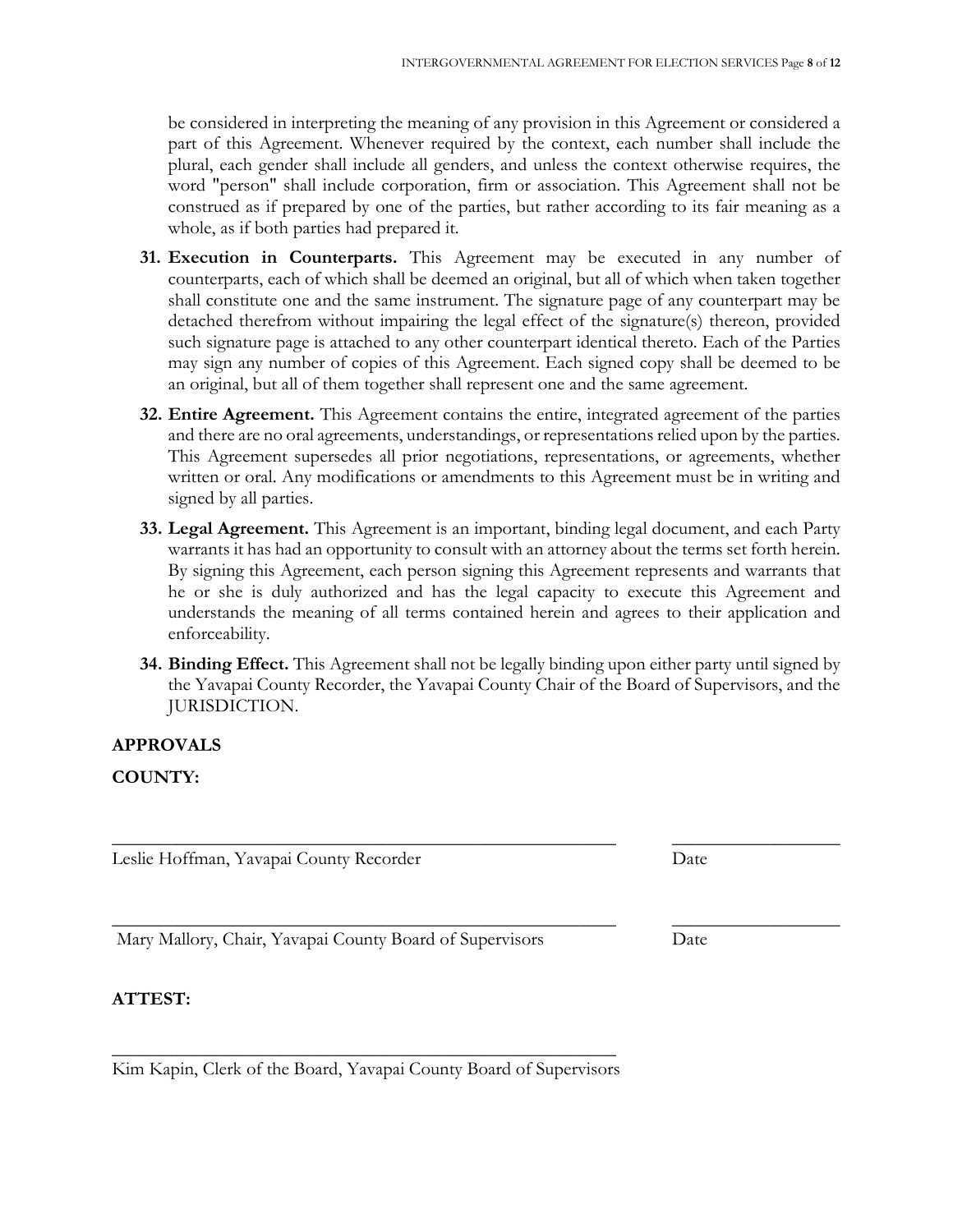be considered in interpreting the meaning of any provision in this Agreement or considered a part of this Agreement. Whenever required by the context, each number shall include the plural, each gender shall include all genders, and unless the context otherwise requires, the word "person" shall include corporation, firm or association. This Agreement shall not be construed as if prepared by one of the parties, but rather according to its fair meaning as a whole, as if both parties had prepared it.

31. **Execution in Counterparts.** This Agreement may be executed in any number of counterparts, each of which shall be deemed an original, but all of which when taken together shall constitute one and the same instrument. The signature page of any counterpart may be detached therefrom without impairing the legal effect of the signature(s) thereon, provided such signature page is attached to any other counterpart identical thereto. Each of the Parties may sign any number of copies of this Agreement. Each signed copy shall be deemed to be an original, but all of them together shall represent one and the same agreement.

32. **Entire Agreement.** This Agreement contains the entire, integrated agreement of the parties and there are no oral agreements, understandings, or representations relied upon by the parties. This Agreement supersedes all prior negotiations, representations, or agreements, whether written or oral. Any modifications or amendments to this Agreement must be in writing and signed by all parties.

33. **Legal Agreement.** This Agreement is an important, binding legal document, and each Party warrants it has had an opportunity to consult with an attorney about the terms set forth herein. By signing this Agreement, each person signing this Agreement represents and warrants that he or she is duly authorized and has the legal capacity to execute this Agreement and understands the meaning of all terms contained herein and agrees to their application and enforceability.

34. **Binding Effect.** This Agreement shall not be legally binding upon either party until signed by the Yavapai County Recorder, the Yavapai County Chair of the Board of Supervisors, and the JURISDICTION.

**APPROVALS**

**COUNTY:**

\_\_\_\_\_\_\_\_\_\_\_\_\_\_\_\_\_\_\_\_\_\_\_\_\_\_\_\_\_\_\_\_\_\_\_\_\_\_\_\_\_\_\_\_\_\_ \_\_\_\_\_\_\_\_\_\_\_\_\_\_\_\_
Leslie Hoffman, Yavapai County Recorder Date

\_\_\_\_\_\_\_\_\_\_\_\_\_\_\_\_\_\_\_\_\_\_\_\_\_\_\_\_\_\_\_\_\_\_\_\_\_\_\_\_\_\_\_\_\_\_ \_\_\_\_\_\_\_\_\_\_\_\_\_\_\_\_
Mary Mallory, Chair, Yavapai County Board of Supervisors Date

**ATTEST:**

\_\_\_\_\_\_\_\_\_\_\_\_\_\_\_\_\_\_\_\_\_\_\_\_\_\_\_\_\_\_\_\_\_\_\_\_\_\_\_\_\_\_\_\_\_\_
Kim Kapin, Clerk of the Board, Yavapai County Board of Supervisors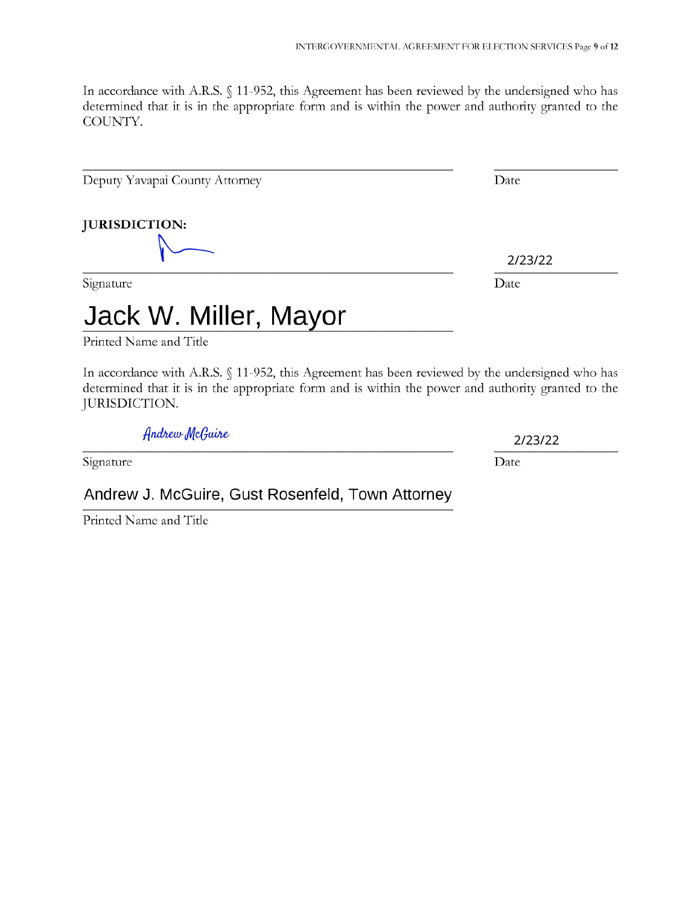In accordance with A.R.S. § 11-952, this Agreement has been reviewed by the undersigned who has determined that it is in the appropriate form and is within the power and authority granted to the COUNTY.

\_\_\_\_\_\_\_\_\_\_\_\_\_\_\_\_\_\_\_\_\_\_\_\_\_\_\_\_\_\_\_\_\_\_\_\_\_\_\_\_ \_\_\_\_\_\_\_\_\_\_\_\_\_\_\_\_
Deputy Yavapai County Attorney Date

**JURISDICTION:**

\_\_\_\_\_\_\_\_\_\_\_\_\_\_\_\_\_\_\_\_\_\_\_\_\_\_\_\_\_\_\_\_\_\_\_\_\_\_\_\_ 2/23/22
Signature Date

Jack W. Miller, Mayor
Printed Name and Title

In accordance with A.R.S. § 11-952, this Agreement has been reviewed by the undersigned who has determined that it is in the appropriate form and is within the power and authority granted to the JURISDICTION.

Andrew McGuire 2/23/22
Signature Date

Andrew J. McGuire, Gust Rosenfeld, Town Attorney
Printed Name and Title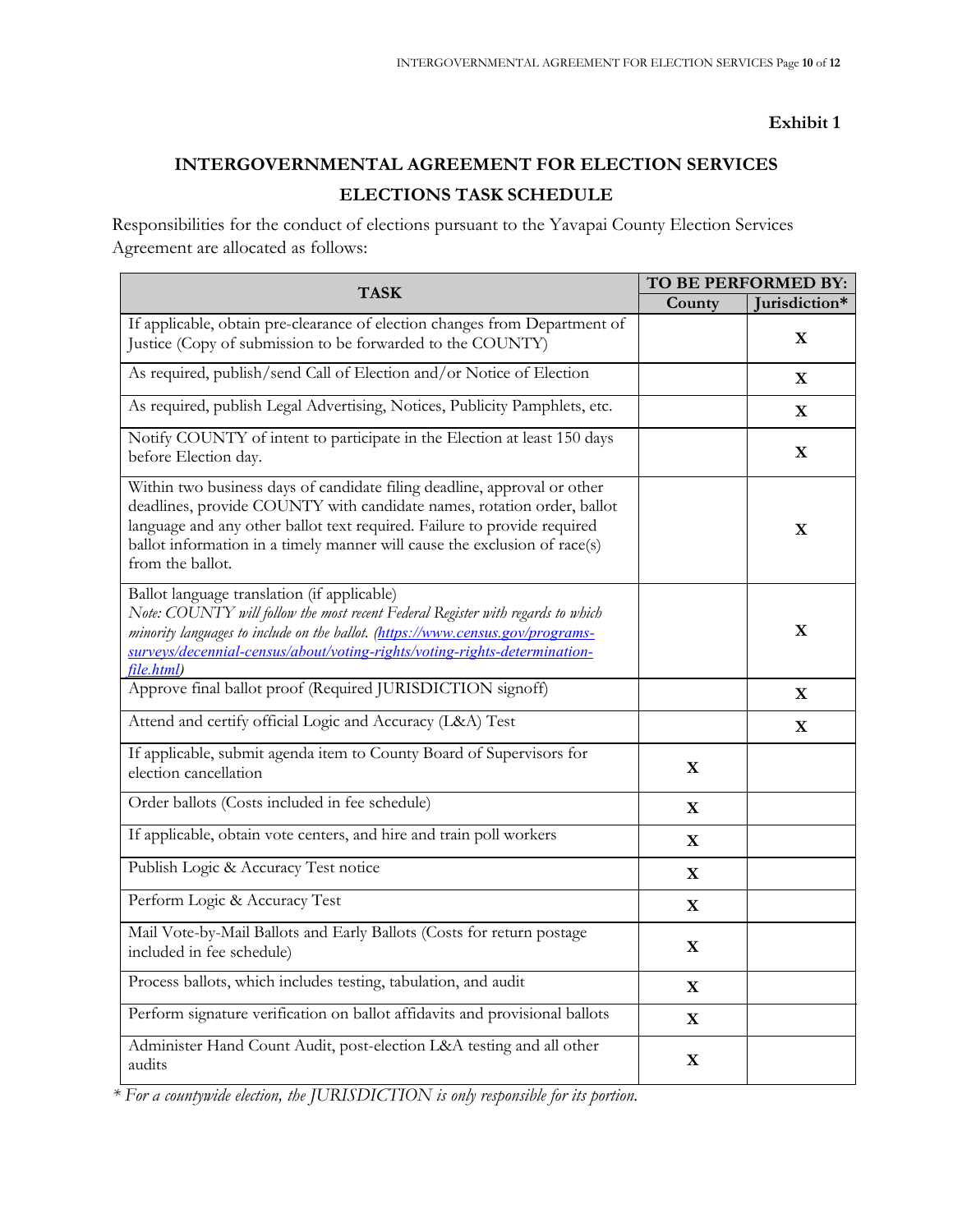**Exhibit 1**

## INTERGOVERNMENTAL AGREEMENT FOR ELECTION SERVICES

## ELECTIONS TASK SCHEDULE

Responsibilities for the conduct of elections pursuant to the Yavapai County Election Services Agreement are allocated as follows:

| TASK | TO BE PERFORMED BY: | |
|---|---|---|
| | County | Jurisdiction* |
| If applicable, obtain pre-clearance of election changes from Department of Justice (Copy of submission to be forwarded to the COUNTY) | | X |
| As required, publish/send Call of Election and/or Notice of Election | | X |
| As required, publish Legal Advertising, Notices, Publicity Pamphlets, etc. | | X |
| Notify COUNTY of intent to participate in the Election at least 150 days before Election day. | | X |
| Within two business days of candidate filing deadline, approval or other deadlines, provide COUNTY with candidate names, rotation order, ballot language and any other ballot text required. Failure to provide required ballot information in a timely manner will cause the exclusion of race(s) from the ballot. | | X |
| Ballot language translation (if applicable) *Note: COUNTY will follow the most recent Federal Register with regards to which minority languages to include on the ballot. ([https://www.census.gov/programs-surveys/decennial-census/about/voting-rights/voting-rights-determination-file.html](https://www.census.gov/programs-surveys/decennial-census/about/voting-rights/voting-rights-determination-file.html))* | | X |
| Approve final ballot proof (Required JURISDICTION signoff) | | X |
| Attend and certify official Logic and Accuracy (L&A) Test | | X |
| If applicable, submit agenda item to County Board of Supervisors for election cancellation | X | |
| Order ballots (Costs included in fee schedule) | X | |
| If applicable, obtain vote centers, and hire and train poll workers | X | |
| Publish Logic & Accuracy Test notice | X | |
| Perform Logic & Accuracy Test | X | |
| Mail Vote-by-Mail Ballots and Early Ballots (Costs for return postage included in fee schedule) | X | |
| Process ballots, which includes testing, tabulation, and audit | X | |
| Perform signature verification on ballot affidavits and provisional ballots | X | |
| Administer Hand Count Audit, post-election L&A testing and all other audits | X | |

*\* For a countywide election, the JURISDICTION is only responsible for its portion.*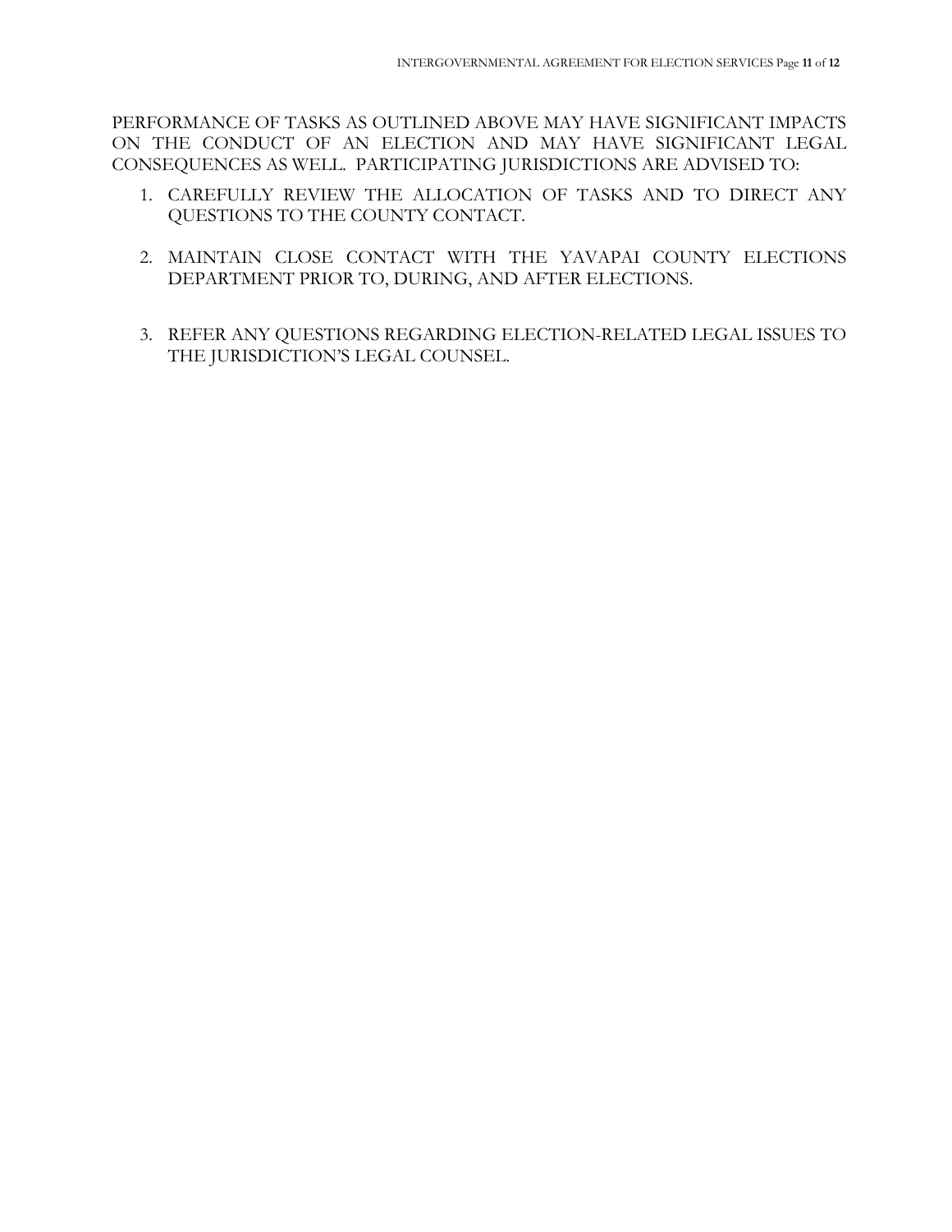PERFORMANCE OF TASKS AS OUTLINED ABOVE MAY HAVE SIGNIFICANT IMPACTS ON THE CONDUCT OF AN ELECTION AND MAY HAVE SIGNIFICANT LEGAL CONSEQUENCES AS WELL. PARTICIPATING JURISDICTIONS ARE ADVISED TO:

1. CAREFULLY REVIEW THE ALLOCATION OF TASKS AND TO DIRECT ANY QUESTIONS TO THE COUNTY CONTACT.
2. MAINTAIN CLOSE CONTACT WITH THE YAVAPAI COUNTY ELECTIONS DEPARTMENT PRIOR TO, DURING, AND AFTER ELECTIONS.
3. REFER ANY QUESTIONS REGARDING ELECTION-RELATED LEGAL ISSUES TO THE JURISDICTION'S LEGAL COUNSEL.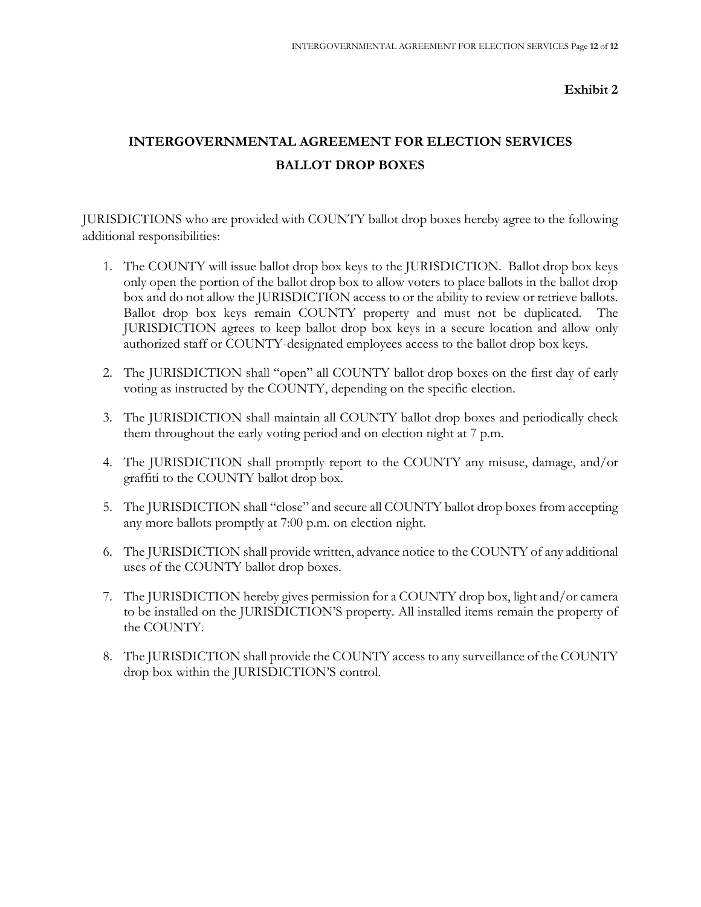**Exhibit 2**

# INTERGOVERNMENTAL AGREEMENT FOR ELECTION SERVICES
## BALLOT DROP BOXES

JURISDICTIONS who are provided with COUNTY ballot drop boxes hereby agree to the following additional responsibilities:

1. The COUNTY will issue ballot drop box keys to the JURISDICTION. Ballot drop box keys only open the portion of the ballot drop box to allow voters to place ballots in the ballot drop box and do not allow the JURISDICTION access to or the ability to review or retrieve ballots. Ballot drop box keys remain COUNTY property and must not be duplicated. The JURISDICTION agrees to keep ballot drop box keys in a secure location and allow only authorized staff or COUNTY-designated employees access to the ballot drop box keys.

2. The JURISDICTION shall "open" all COUNTY ballot drop boxes on the first day of early voting as instructed by the COUNTY, depending on the specific election.

3. The JURISDICTION shall maintain all COUNTY ballot drop boxes and periodically check them throughout the early voting period and on election night at 7 p.m.

4. The JURISDICTION shall promptly report to the COUNTY any misuse, damage, and/or graffiti to the COUNTY ballot drop box.

5. The JURISDICTION shall "close" and secure all COUNTY ballot drop boxes from accepting any more ballots promptly at 7:00 p.m. on election night.

6. The JURISDICTION shall provide written, advance notice to the COUNTY of any additional uses of the COUNTY ballot drop boxes.

7. The JURISDICTION hereby gives permission for a COUNTY drop box, light and/or camera to be installed on the JURISDICTION'S property. All installed items remain the property of the COUNTY.

8. The JURISDICTION shall provide the COUNTY access to any surveillance of the COUNTY drop box within the JURISDICTION'S control.